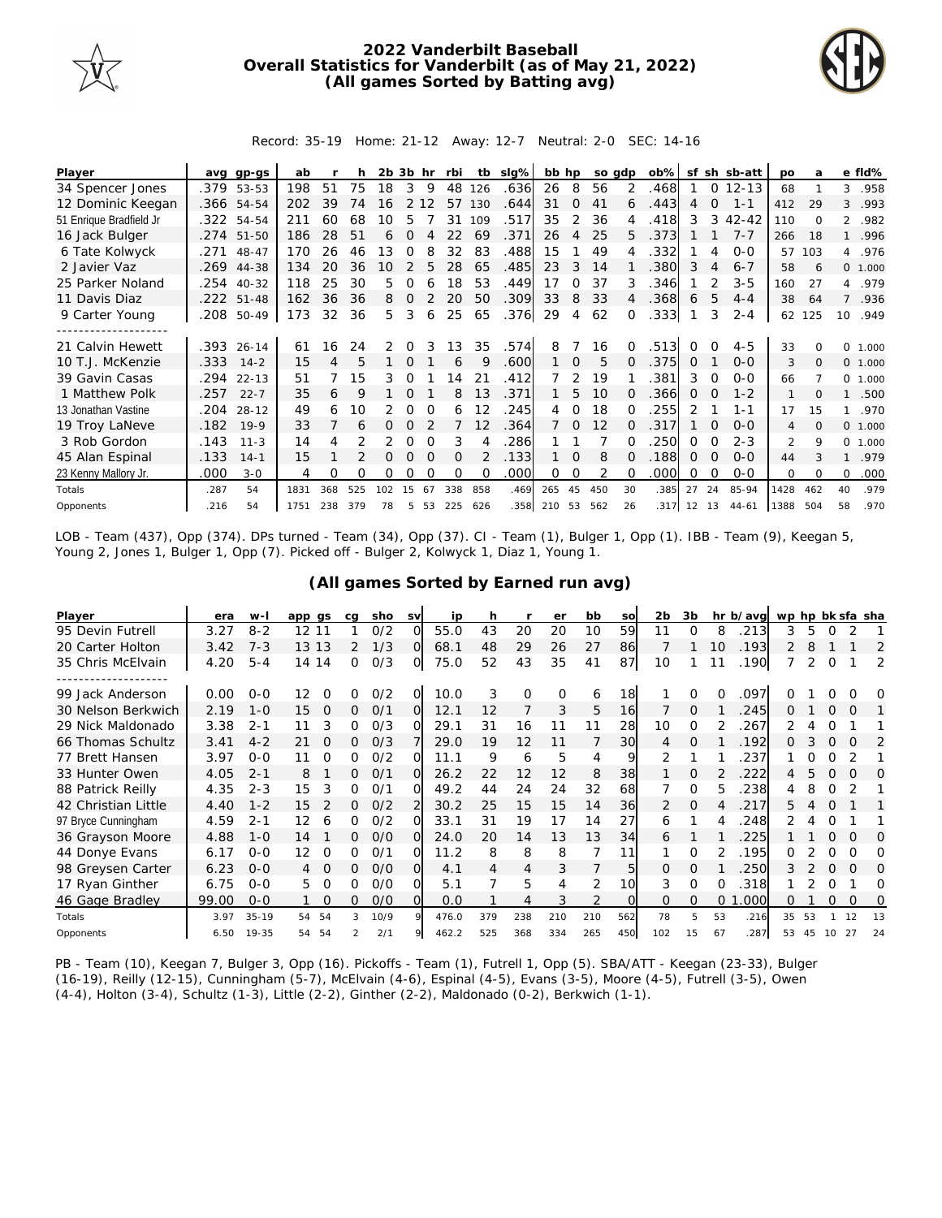# 2022 Vanderbilt Baseball
## Overall Statistics for Vanderbilt (as of May 21, 2022)
## (All games Sorted by Batting avg)

Record: 35-19 Home: 21-12 Away: 12-7 Neutral: 2-0 SEC: 14-16

| Player | avg | gp-gs | ab | r | h | 2b | 3b | hr | rbi | tb | slg% | bb | hp | so | gdp | ob% | sf | sh | sb-att | po | a | e | fld% |
|---|---|---|---|---|---|---|---|---|---|---|---|---|---|---|---|---|---|---|---|---|---|---|---|
| 34 Spencer Jones | .379 | 53-53 | 198 | 51 | 75 | 18 | 3 | 9 | 48 | 126 | .636 | 26 | 8 | 56 | 2 | .468 | 1 | 0 | 12-13 | 68 | 1 | 3 | .958 |
| 12 Dominic Keegan | .366 | 54-54 | 202 | 39 | 74 | 16 | 2 | 12 | 57 | 130 | .644 | 31 | 0 | 41 | 6 | .443 | 4 | 0 | 1-1 | 412 | 29 | 3 | .993 |
| 51 Enrique Bradfield Jr | .322 | 54-54 | 211 | 60 | 68 | 10 | 5 | 7 | 31 | 109 | .517 | 35 | 2 | 36 | 4 | .418 | 3 | 3 | 42-42 | 110 | 0 | 2 | .982 |
| 16 Jack Bulger | .274 | 51-50 | 186 | 28 | 51 | 6 | 0 | 4 | 22 | 69 | .371 | 26 | 4 | 25 | 5 | .373 | 1 | 1 | 7-7 | 266 | 18 | 1 | .996 |
| 6 Tate Kolwyck | .271 | 48-47 | 170 | 26 | 46 | 13 | 0 | 8 | 32 | 83 | .488 | 15 | 1 | 49 | 4 | .332 | 1 | 4 | 0-0 | 57 | 103 | 4 | .976 |
| 2 Javier Vaz | .269 | 44-38 | 134 | 20 | 36 | 10 | 2 | 5 | 28 | 65 | .485 | 23 | 3 | 14 | 1 | .380 | 3 | 4 | 6-7 | 58 | 6 | 0 | 1.000 |
| 25 Parker Noland | .254 | 40-32 | 118 | 25 | 30 | 5 | 0 | 6 | 18 | 53 | .449 | 17 | 0 | 37 | 3 | .346 | 1 | 2 | 3-5 | 160 | 27 | 4 | .979 |
| 11 Davis Diaz | .222 | 51-48 | 162 | 36 | 36 | 8 | 0 | 2 | 20 | 50 | .309 | 33 | 8 | 33 | 4 | .368 | 6 | 5 | 4-4 | 38 | 64 | 7 | .936 |
| 9 Carter Young | .208 | 50-49 | 173 | 32 | 36 | 5 | 3 | 6 | 25 | 65 | .376 | 29 | 4 | 62 | 0 | .333 | 1 | 3 | 2-4 | 62 | 125 | 10 | .949 |
| 21 Calvin Hewett | .393 | 26-14 | 61 | 16 | 24 | 2 | 0 | 3 | 13 | 35 | .574 | 8 | 7 | 16 | 0 | .513 | 0 | 0 | 4-5 | 33 | 0 | 0 | 1.000 |
| 10 T.J. McKenzie | .333 | 14-2 | 15 | 4 | 5 | 1 | 0 | 1 | 6 | 9 | .600 | 1 | 0 | 5 | 0 | .375 | 0 | 1 | 0-0 | 3 | 0 | 0 | 1.000 |
| 39 Gavin Casas | .294 | 22-13 | 51 | 7 | 15 | 3 | 0 | 1 | 14 | 21 | .412 | 7 | 2 | 19 | 1 | .381 | 3 | 0 | 0-0 | 66 | 7 | 0 | 1.000 |
| 1 Matthew Polk | .257 | 22-7 | 35 | 6 | 9 | 1 | 0 | 1 | 8 | 13 | .371 | 1 | 5 | 10 | 0 | .366 | 0 | 0 | 1-2 | 1 | 0 | 1 | .500 |
| 13 Jonathan Vastine | .204 | 28-12 | 49 | 6 | 10 | 2 | 0 | 0 | 6 | 12 | .245 | 4 | 0 | 18 | 0 | .255 | 2 | 1 | 1-1 | 17 | 15 | 1 | .970 |
| 19 Troy LaNeve | .182 | 19-9 | 33 | 7 | 6 | 0 | 0 | 2 | 7 | 12 | .364 | 7 | 0 | 12 | 0 | .317 | 1 | 0 | 0-0 | 4 | 0 | 0 | 1.000 |
| 3 Rob Gordon | .143 | 11-3 | 14 | 4 | 2 | 2 | 0 | 0 | 3 | 4 | .286 | 1 | 1 | 7 | 0 | .250 | 0 | 0 | 2-3 | 2 | 9 | 0 | 1.000 |
| 45 Alan Espinal | .133 | 14-1 | 15 | 1 | 2 | 0 | 0 | 0 | 0 | 2 | .133 | 1 | 0 | 8 | 0 | .188 | 0 | 0 | 0-0 | 44 | 3 | 1 | .979 |
| 23 Kenny Mallory Jr. | .000 | 3-0 | 4 | 0 | 0 | 0 | 0 | 0 | 0 | 0 | .000 | 0 | 0 | 2 | 0 | .000 | 0 | 0 | 0-0 | 0 | 0 | 0 | .000 |
| Totals | .287 | 54 | 1831 | 368 | 525 | 102 | 15 | 67 | 338 | 858 | .469 | 265 | 45 | 450 | 30 | .385 | 27 | 24 | 85-94 | 1428 | 462 | 40 | .979 |
| Opponents | .216 | 54 | 1751 | 238 | 379 | 78 | 5 | 53 | 225 | 626 | .358 | 210 | 53 | 562 | 26 | .317 | 12 | 13 | 44-61 | 1388 | 504 | 58 | .970 |

LOB - Team (437), Opp (374). DPs turned - Team (34), Opp (37). CI - Team (1), Bulger 1, Opp (1). IBB - Team (9), Keegan 5, Young 2, Jones 1, Bulger 1, Opp (7). Picked off - Bulger 2, Kolwyck 1, Diaz 1, Young 1.

## (All games Sorted by Earned run avg)

| Player | era | w-l | app | gs | cg | sho | sv | ip | h | r | er | bb | so | 2b | 3b | hr | b/avg | wp | hp | bk | sfa | sha |
|---|---|---|---|---|---|---|---|---|---|---|---|---|---|---|---|---|---|---|---|---|---|---|
| 95 Devin Futrell | 3.27 | 8-2 | 12 | 11 | 1 | 0/2 | 0 | 55.0 | 43 | 20 | 20 | 10 | 59 | 11 | 0 | 8 | .213 | 3 | 5 | 0 | 2 | 1 |
| 20 Carter Holton | 3.42 | 7-3 | 13 | 13 | 2 | 1/3 | 0 | 68.1 | 48 | 29 | 26 | 27 | 86 | 7 | 1 | 10 | .193 | 2 | 8 | 1 | 1 | 2 |
| 35 Chris McElvain | 4.20 | 5-4 | 14 | 14 | 0 | 0/3 | 0 | 75.0 | 52 | 43 | 35 | 41 | 87 | 10 | 1 | 11 | .190 | 7 | 2 | 0 | 1 | 2 |
| 99 Jack Anderson | 0.00 | 0-0 | 12 | 0 | 0 | 0/2 | 0 | 10.0 | 3 | 0 | 0 | 6 | 18 | 1 | 0 | 0 | .097 | 0 | 1 | 0 | 0 | 0 |
| 30 Nelson Berkwich | 2.19 | 1-0 | 15 | 0 | 0 | 0/1 | 0 | 12.1 | 12 | 7 | 3 | 5 | 16 | 7 | 0 | 1 | .245 | 0 | 1 | 0 | 0 | 1 |
| 29 Nick Maldonado | 3.38 | 2-1 | 11 | 3 | 0 | 0/3 | 0 | 29.1 | 31 | 16 | 11 | 11 | 28 | 10 | 0 | 2 | .267 | 2 | 4 | 0 | 1 | 1 |
| 66 Thomas Schultz | 3.41 | 4-2 | 21 | 0 | 0 | 0/3 | 7 | 29.0 | 19 | 12 | 11 | 7 | 30 | 4 | 0 | 1 | .192 | 0 | 3 | 0 | 0 | 2 |
| 77 Brett Hansen | 3.97 | 0-0 | 11 | 0 | 0 | 0/2 | 0 | 11.1 | 9 | 6 | 5 | 4 | 9 | 2 | 1 | 1 | .237 | 1 | 0 | 0 | 2 | 1 |
| 33 Hunter Owen | 4.05 | 2-1 | 8 | 1 | 0 | 0/1 | 0 | 26.2 | 22 | 12 | 12 | 8 | 38 | 1 | 0 | 2 | .222 | 4 | 5 | 0 | 0 | 0 |
| 88 Patrick Reilly | 4.35 | 2-3 | 15 | 3 | 0 | 0/1 | 0 | 49.2 | 44 | 24 | 24 | 32 | 68 | 7 | 0 | 5 | .238 | 4 | 8 | 0 | 2 | 1 |
| 42 Christian Little | 4.40 | 1-2 | 15 | 2 | 0 | 0/2 | 2 | 30.2 | 25 | 15 | 15 | 14 | 36 | 2 | 0 | 4 | .217 | 5 | 4 | 0 | 1 | 1 |
| 97 Bryce Cunningham | 4.59 | 2-1 | 12 | 6 | 0 | 0/2 | 0 | 33.1 | 31 | 19 | 17 | 14 | 27 | 6 | 1 | 4 | .248 | 2 | 4 | 0 | 1 | 1 |
| 36 Grayson Moore | 4.88 | 1-0 | 14 | 1 | 0 | 0/0 | 0 | 24.0 | 20 | 14 | 13 | 13 | 34 | 6 | 1 | 1 | .225 | 1 | 1 | 0 | 0 | 0 |
| 44 Donye Evans | 6.17 | 0-0 | 12 | 0 | 0 | 0/1 | 0 | 11.2 | 8 | 8 | 8 | 7 | 11 | 1 | 0 | 2 | .195 | 0 | 2 | 0 | 0 | 0 |
| 98 Greysen Carter | 6.23 | 0-0 | 4 | 0 | 0 | 0/0 | 0 | 4.1 | 4 | 4 | 3 | 7 | 5 | 0 | 0 | 1 | .250 | 3 | 2 | 0 | 0 | 0 |
| 17 Ryan Ginther | 6.75 | 0-0 | 5 | 0 | 0 | 0/0 | 0 | 5.1 | 7 | 5 | 4 | 2 | 10 | 3 | 0 | 0 | .318 | 1 | 2 | 0 | 1 | 0 |
| 46 Gage Bradley | 99.00 | 0-0 | 1 | 0 | 0 | 0/0 | 0 | 0.0 | 1 | 4 | 3 | 2 | 0 | 0 | 0 | 0 | 1.000 | 0 | 1 | 0 | 0 | 0 |
| Totals | 3.97 | 35-19 | 54 | 54 | 3 | 10/9 | 9 | 476.0 | 379 | 238 | 210 | 210 | 562 | 78 | 5 | 53 | .216 | 35 | 53 | 1 | 12 | 13 |
| Opponents | 6.50 | 19-35 | 54 | 54 | 2 | 2/1 | 9 | 462.2 | 525 | 368 | 334 | 265 | 450 | 102 | 15 | 67 | .287 | 53 | 45 | 10 | 27 | 24 |

PB - Team (10), Keegan 7, Bulger 3, Opp (16). Pickoffs - Team (1), Futrell 1, Opp (5). SBA/ATT - Keegan (23-33), Bulger (16-19), Reilly (12-15), Cunningham (5-7), McElvain (4-6), Espinal (4-5), Evans (3-5), Moore (4-5), Futrell (3-5), Owen (4-4), Holton (3-4), Schultz (1-3), Little (2-2), Ginther (2-2), Maldonado (0-2), Berkwich (1-1).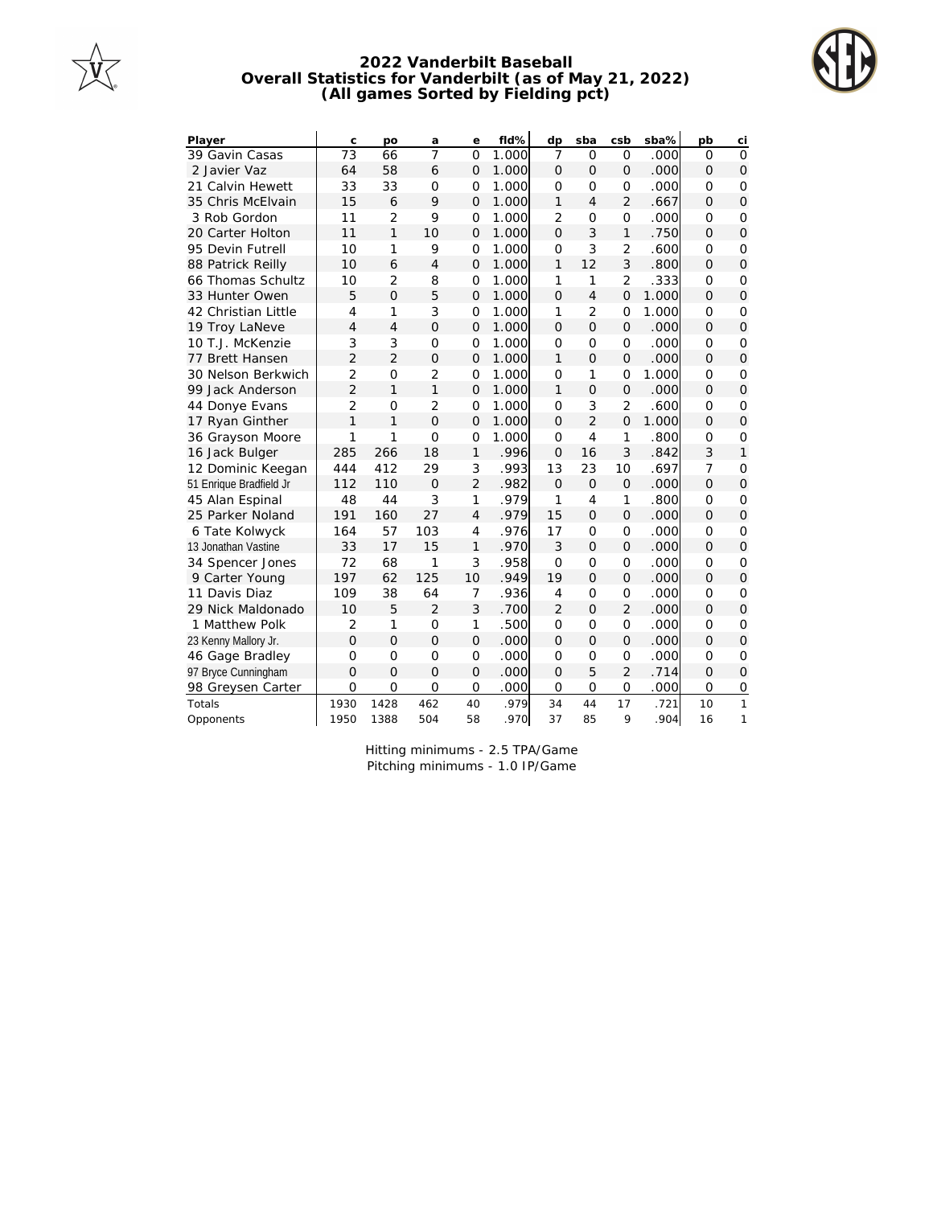# 2022 Vanderbilt Baseball
## Overall Statistics for Vanderbilt (as of May 21, 2022)
### (All games Sorted by Fielding pct)

| Player | c | po | a | e | fld% | dp | sba | csb | sba% | pb | ci |
|---|---|---|---|---|---|---|---|---|---|---|---|
| 39 Gavin Casas | 73 | 66 | 7 | 0 | 1.000 | 7 | 0 | 0 | .000 | 0 | 0 |
| 2 Javier Vaz | 64 | 58 | 6 | 0 | 1.000 | 0 | 0 | 0 | .000 | 0 | 0 |
| 21 Calvin Hewett | 33 | 33 | 0 | 0 | 1.000 | 0 | 0 | 0 | .000 | 0 | 0 |
| 35 Chris McElvain | 15 | 6 | 9 | 0 | 1.000 | 1 | 4 | 2 | .667 | 0 | 0 |
| 3 Rob Gordon | 11 | 2 | 9 | 0 | 1.000 | 2 | 0 | 0 | .000 | 0 | 0 |
| 20 Carter Holton | 11 | 1 | 10 | 0 | 1.000 | 0 | 3 | 1 | .750 | 0 | 0 |
| 95 Devin Futrell | 10 | 1 | 9 | 0 | 1.000 | 0 | 3 | 2 | .600 | 0 | 0 |
| 88 Patrick Reilly | 10 | 6 | 4 | 0 | 1.000 | 1 | 12 | 3 | .800 | 0 | 0 |
| 66 Thomas Schultz | 10 | 2 | 8 | 0 | 1.000 | 1 | 1 | 2 | .333 | 0 | 0 |
| 33 Hunter Owen | 5 | 0 | 5 | 0 | 1.000 | 0 | 4 | 0 | 1.000 | 0 | 0 |
| 42 Christian Little | 4 | 1 | 3 | 0 | 1.000 | 1 | 2 | 0 | 1.000 | 0 | 0 |
| 19 Troy LaNeve | 4 | 4 | 0 | 0 | 1.000 | 0 | 0 | 0 | .000 | 0 | 0 |
| 10 T.J. McKenzie | 3 | 3 | 0 | 0 | 1.000 | 0 | 0 | 0 | .000 | 0 | 0 |
| 77 Brett Hansen | 2 | 2 | 0 | 0 | 1.000 | 1 | 0 | 0 | .000 | 0 | 0 |
| 30 Nelson Berkwich | 2 | 0 | 2 | 0 | 1.000 | 0 | 1 | 0 | 1.000 | 0 | 0 |
| 99 Jack Anderson | 2 | 1 | 1 | 0 | 1.000 | 1 | 0 | 0 | .000 | 0 | 0 |
| 44 Donye Evans | 2 | 0 | 2 | 0 | 1.000 | 0 | 3 | 2 | .600 | 0 | 0 |
| 17 Ryan Ginther | 1 | 1 | 0 | 0 | 1.000 | 0 | 2 | 0 | 1.000 | 0 | 0 |
| 36 Grayson Moore | 1 | 1 | 0 | 0 | 1.000 | 0 | 4 | 1 | .800 | 0 | 0 |
| 16 Jack Bulger | 285 | 266 | 18 | 1 | .996 | 0 | 16 | 3 | .842 | 3 | 1 |
| 12 Dominic Keegan | 444 | 412 | 29 | 3 | .993 | 13 | 23 | 10 | .697 | 7 | 0 |
| 51 Enrique Bradfield Jr | 112 | 110 | 0 | 2 | .982 | 0 | 0 | 0 | .000 | 0 | 0 |
| 45 Alan Espinal | 48 | 44 | 3 | 1 | .979 | 1 | 4 | 1 | .800 | 0 | 0 |
| 25 Parker Noland | 191 | 160 | 27 | 4 | .979 | 15 | 0 | 0 | .000 | 0 | 0 |
| 6 Tate Kolwyck | 164 | 57 | 103 | 4 | .976 | 17 | 0 | 0 | .000 | 0 | 0 |
| 13 Jonathan Vastine | 33 | 17 | 15 | 1 | .970 | 3 | 0 | 0 | .000 | 0 | 0 |
| 34 Spencer Jones | 72 | 68 | 1 | 3 | .958 | 0 | 0 | 0 | .000 | 0 | 0 |
| 9 Carter Young | 197 | 62 | 125 | 10 | .949 | 19 | 0 | 0 | .000 | 0 | 0 |
| 11 Davis Diaz | 109 | 38 | 64 | 7 | .936 | 4 | 0 | 0 | .000 | 0 | 0 |
| 29 Nick Maldonado | 10 | 5 | 2 | 3 | .700 | 2 | 0 | 2 | .000 | 0 | 0 |
| 1 Matthew Polk | 2 | 1 | 0 | 1 | .500 | 0 | 0 | 0 | .000 | 0 | 0 |
| 23 Kenny Mallory Jr. | 0 | 0 | 0 | 0 | .000 | 0 | 0 | 0 | .000 | 0 | 0 |
| 46 Gage Bradley | 0 | 0 | 0 | 0 | .000 | 0 | 0 | 0 | .000 | 0 | 0 |
| 97 Bryce Cunningham | 0 | 0 | 0 | 0 | .000 | 0 | 5 | 2 | .714 | 0 | 0 |
| 98 Greysen Carter | 0 | 0 | 0 | 0 | .000 | 0 | 0 | 0 | .000 | 0 | 0 |
| Totals | 1930 | 1428 | 462 | 40 | .979 | 34 | 44 | 17 | .721 | 10 | 1 |
| Opponents | 1950 | 1388 | 504 | 58 | .970 | 37 | 85 | 9 | .904 | 16 | 1 |

Hitting minimums - 2.5 TPA/Game
Pitching minimums - 1.0 IP/Game